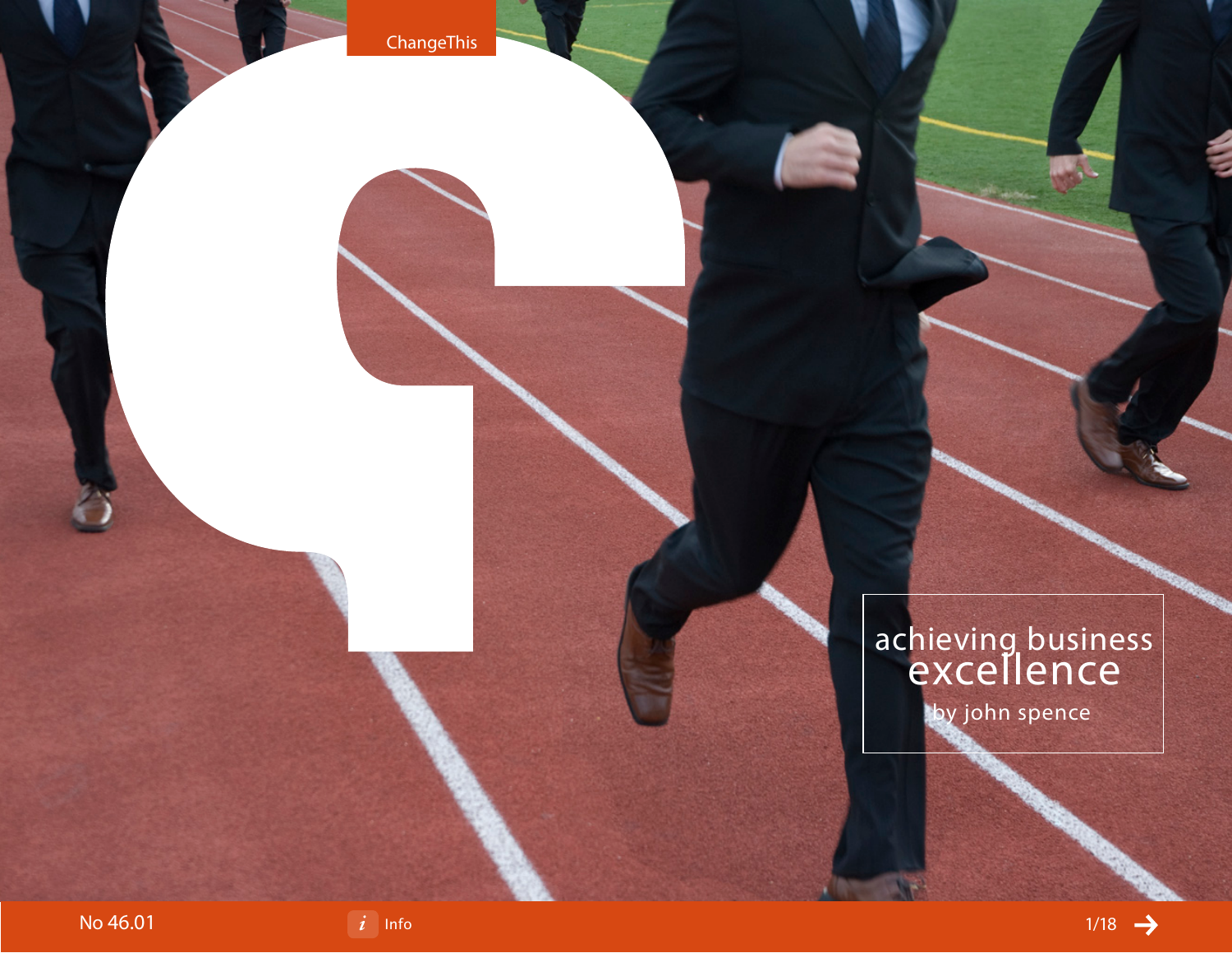ChangeThis

# achieving business excellence

by john spence

No 46.01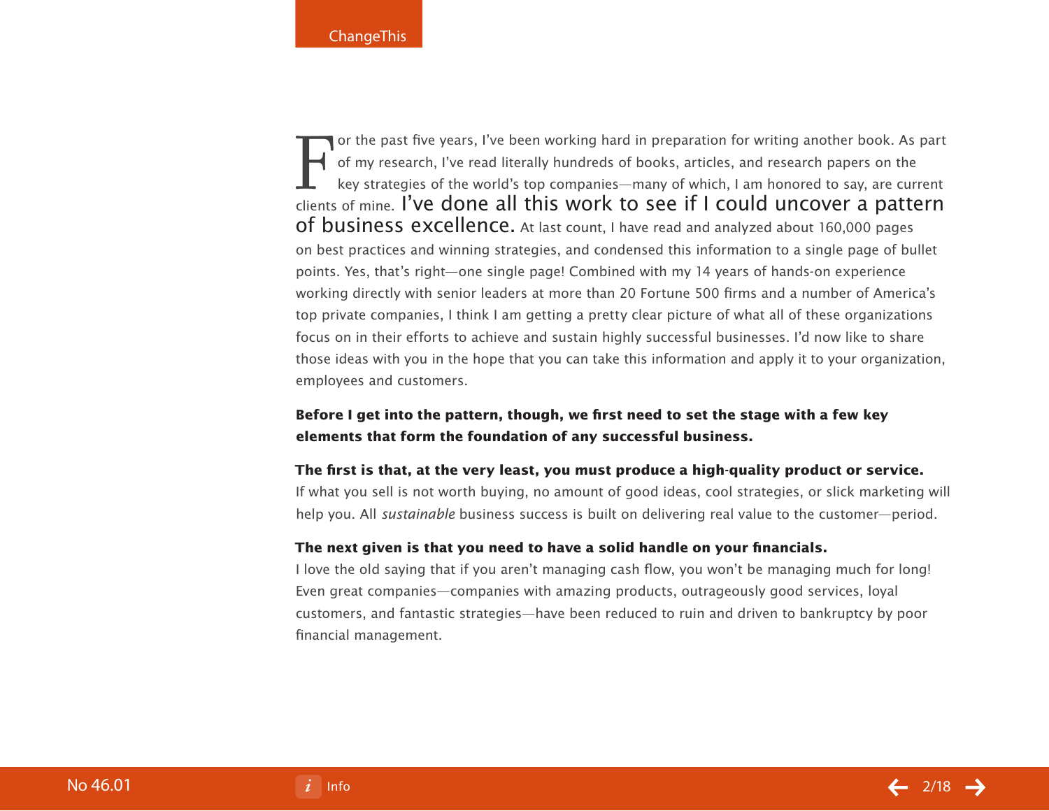For the past five years, I've been working hard in preparation for writing another book. As part of my research, I've read literally hundreds of books, articles, and research papers on the key strategies of the world's top companies—many of which, I am honored to say, are current clients of mine. I've done all this work to see if I could uncover a pattern of business excellence. At last count, I have read and analyzed about 160,000 pages on best practices and winning strategies, and condensed this information to a single page of bullet points. Yes, that's right—one single page! Combined with my 14 years of hands-on experience working directly with senior leaders at more than 20 Fortune 500 firms and a number of America's top private companies, I think I am getting a pretty clear picture of what all of these organizations focus on in their efforts to achieve and sustain highly successful businesses. I'd now like to share those ideas with you in the hope that you can take this information and apply it to your organization, employees and customers.

**Before I get into the pattern, though, we first need to set the stage with a few key elements that form the foundation of any successful business.**

**The first is that, at the very least, you must produce a high-quality product or service.** If what you sell is not worth buying, no amount of good ideas, cool strategies, or slick marketing will help you. All *sustainable* business success is built on delivering real value to the customer—period.

**The next given is that you need to have a solid handle on your financials.** I love the old saying that if you aren't managing cash flow, you won't be managing much for long! Even great companies—companies with amazing products, outrageously good services, loyal customers, and fantastic strategies—have been reduced to ruin and driven to bankruptcy by poor financial management.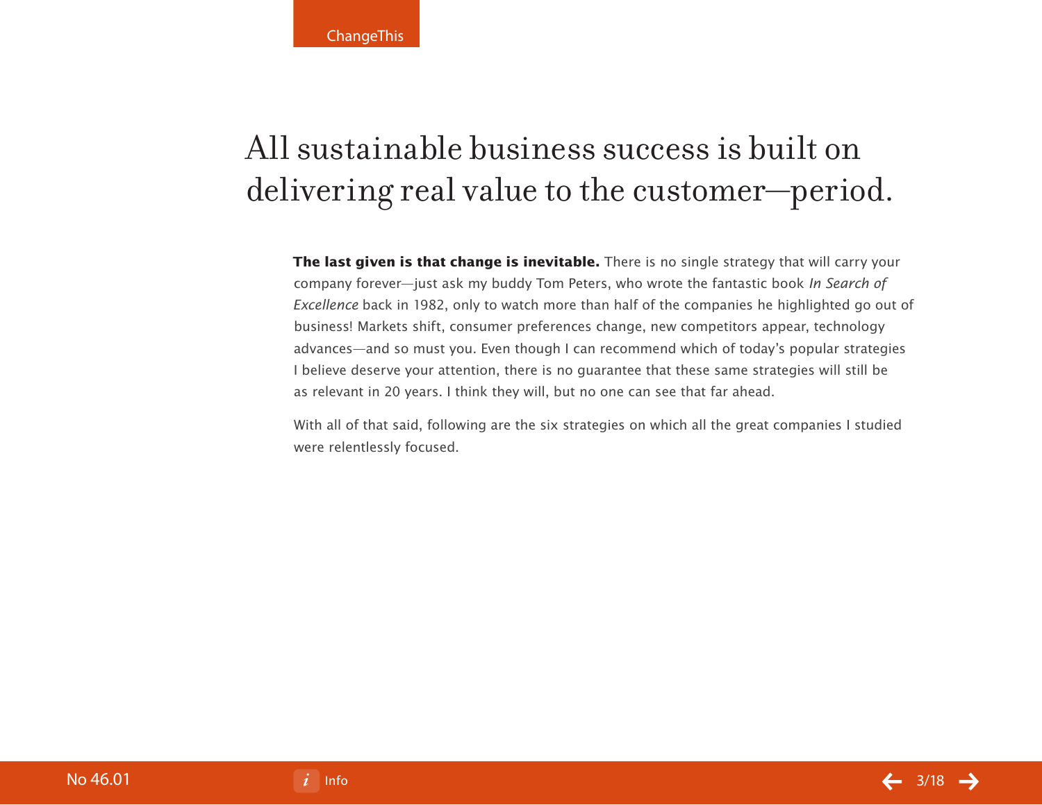# All sustainable business success is built on delivering real value to the customer—period.

**The last given is that change is inevitable.** There is no single strategy that will carry your company forever—just ask my buddy Tom Peters, who wrote the fantastic book *In Search of Excellence* back in 1982, only to watch more than half of the companies he highlighted go out of business! Markets shift, consumer preferences change, new competitors appear, technology advances—and so must you. Even though I can recommend which of today's popular strategies I believe deserve your attention, there is no guarantee that these same strategies will still be as relevant in 20 years. I think they will, but no one can see that far ahead.

With all of that said, following are the six strategies on which all the great companies I studied were relentlessly focused.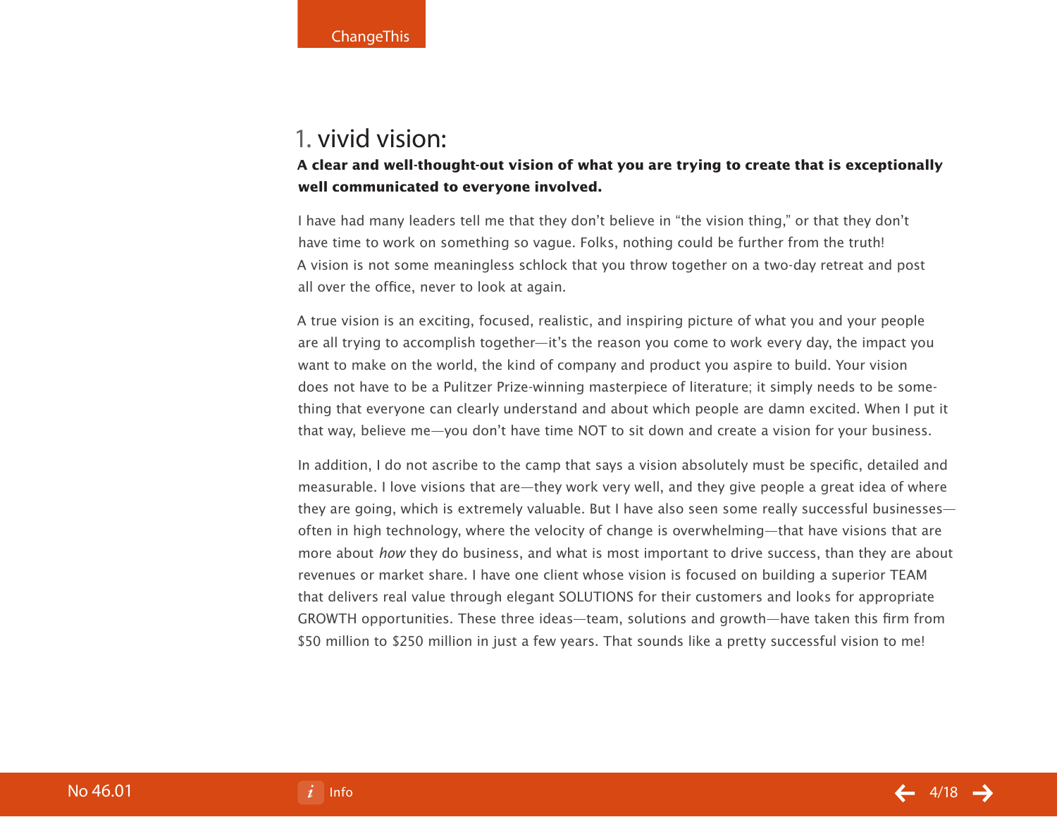## 1. vivid vision:

**A clear and well-thought-out vision of what you are trying to create that is exceptionally well communicated to everyone involved.**

I have had many leaders tell me that they don't believe in "the vision thing," or that they don't have time to work on something so vague. Folks, nothing could be further from the truth! A vision is not some meaningless schlock that you throw together on a two-day retreat and post all over the office, never to look at again.

A true vision is an exciting, focused, realistic, and inspiring picture of what you and your people are all trying to accomplish together—it's the reason you come to work every day, the impact you want to make on the world, the kind of company and product you aspire to build. Your vision does not have to be a Pulitzer Prize-winning masterpiece of literature; it simply needs to be something that everyone can clearly understand and about which people are damn excited. When I put it that way, believe me—you don't have time NOT to sit down and create a vision for your business.

In addition, I do not ascribe to the camp that says a vision absolutely must be specific, detailed and measurable. I love visions that are—they work very well, and they give people a great idea of where they are going, which is extremely valuable. But I have also seen some really successful businesses—often in high technology, where the velocity of change is overwhelming—that have visions that are more about *how* they do business, and what is most important to drive success, than they are about revenues or market share. I have one client whose vision is focused on building a superior TEAM that delivers real value through elegant SOLUTIONS for their customers and looks for appropriate GROWTH opportunities. These three ideas—team, solutions and growth—have taken this firm from $50 million to $250 million in just a few years. That sounds like a pretty successful vision to me!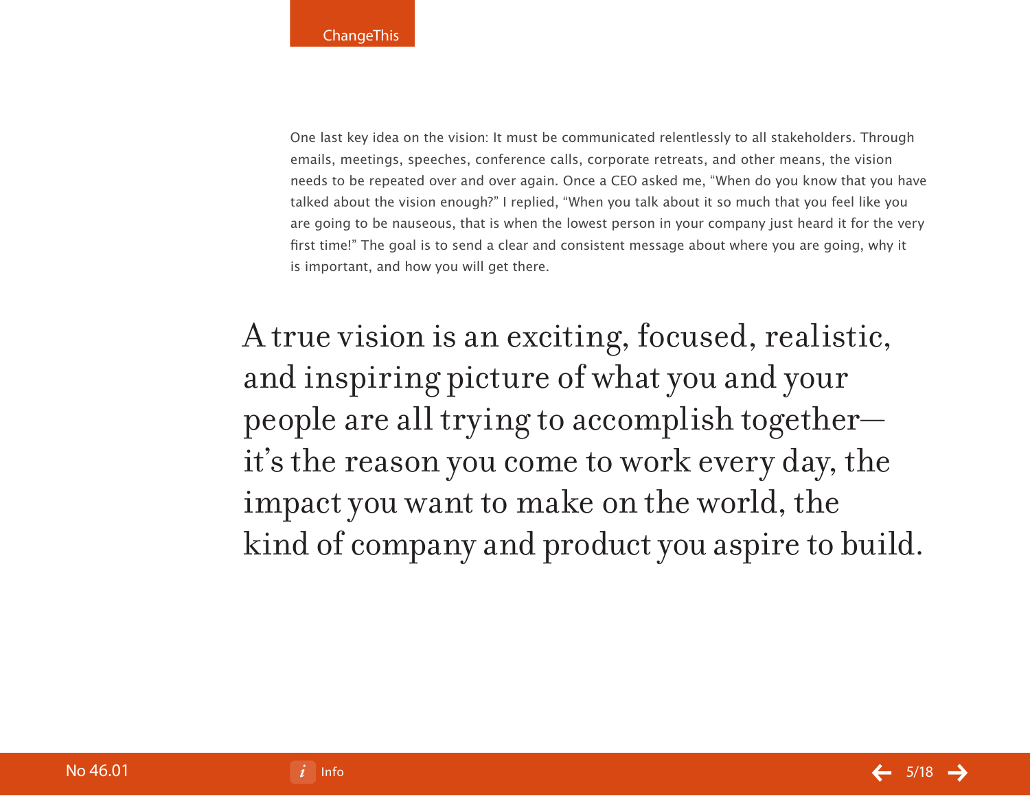One last key idea on the vision: It must be communicated relentlessly to all stakeholders. Through emails, meetings, speeches, conference calls, corporate retreats, and other means, the vision needs to be repeated over and over again. Once a CEO asked me, "When do you know that you have talked about the vision enough?" I replied, "When you talk about it so much that you feel like you are going to be nauseous, that is when the lowest person in your company just heard it for the very first time!" The goal is to send a clear and consistent message about where you are going, why it is important, and how you will get there.

> A true vision is an exciting, focused, realistic, and inspiring picture of what you and your people are all trying to accomplish together—it's the reason you come to work every day, the impact you want to make on the world, the kind of company and product you aspire to build.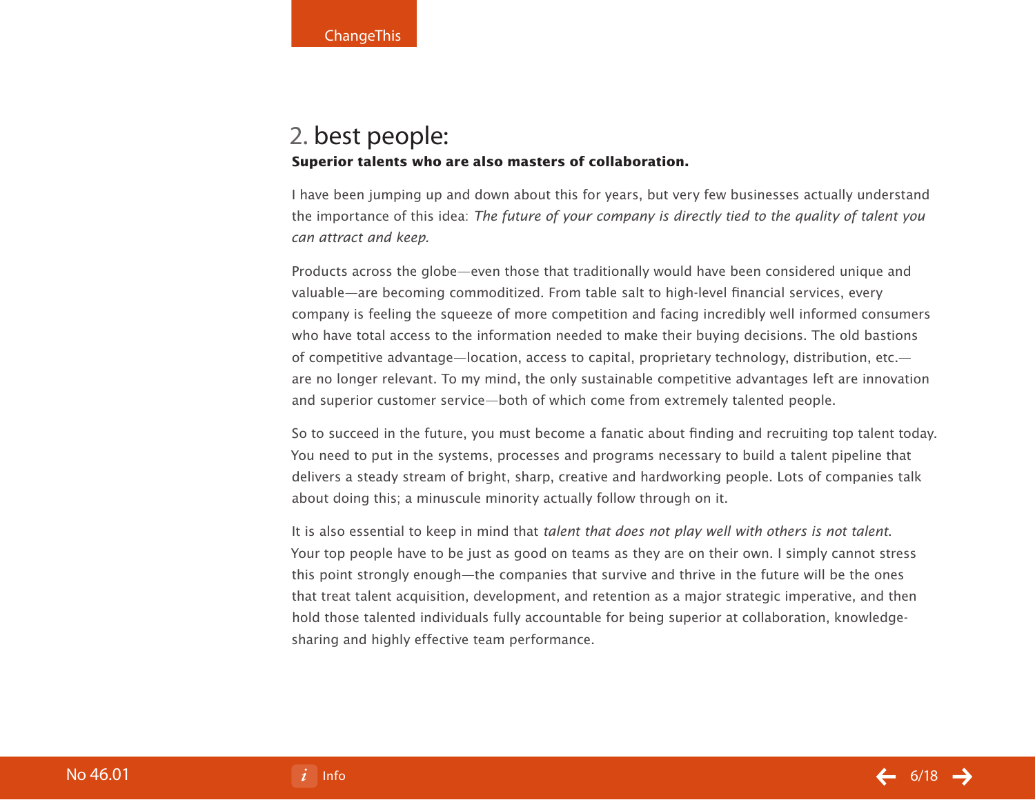## 2. best people:

**Superior talents who are also masters of collaboration.**

I have been jumping up and down about this for years, but very few businesses actually understand the importance of this idea: *The future of your company is directly tied to the quality of talent you can attract and keep.*

Products across the globe—even those that traditionally would have been considered unique and valuable—are becoming commoditized. From table salt to high-level financial services, every company is feeling the squeeze of more competition and facing incredibly well informed consumers who have total access to the information needed to make their buying decisions. The old bastions of competitive advantage—location, access to capital, proprietary technology, distribution, etc.—are no longer relevant. To my mind, the only sustainable competitive advantages left are innovation and superior customer service—both of which come from extremely talented people.

So to succeed in the future, you must become a fanatic about finding and recruiting top talent today. You need to put in the systems, processes and programs necessary to build a talent pipeline that delivers a steady stream of bright, sharp, creative and hardworking people. Lots of companies talk about doing this; a minuscule minority actually follow through on it.

It is also essential to keep in mind that *talent that does not play well with others is not talent.* Your top people have to be just as good on teams as they are on their own. I simply cannot stress this point strongly enough—the companies that survive and thrive in the future will be the ones that treat talent acquisition, development, and retention as a major strategic imperative, and then hold those talented individuals fully accountable for being superior at collaboration, knowledge-sharing and highly effective team performance.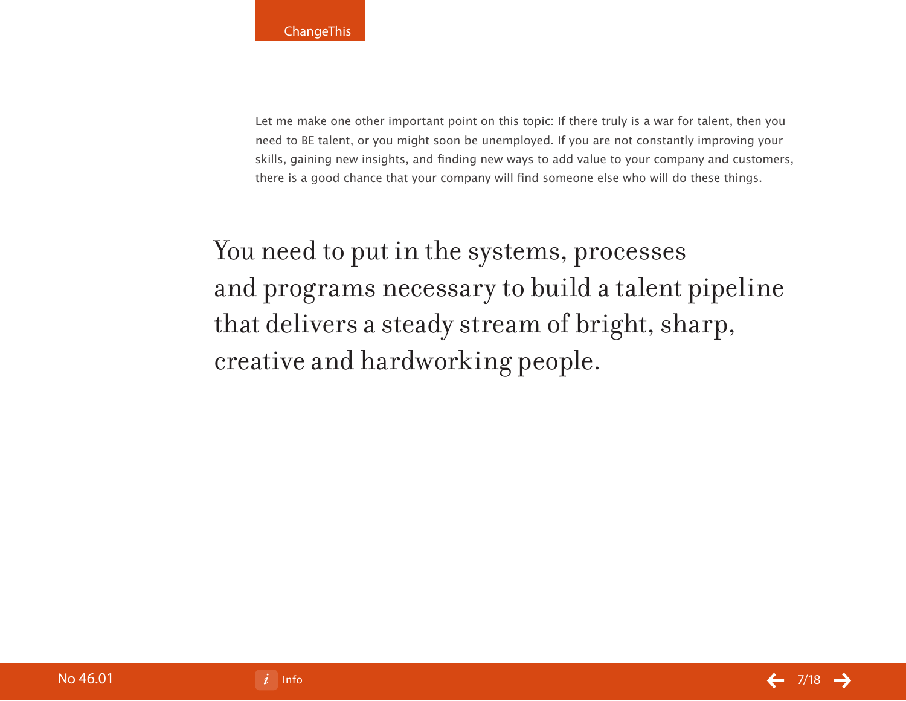Let me make one other important point on this topic: If there truly is a war for talent, then you need to BE talent, or you might soon be unemployed. If you are not constantly improving your skills, gaining new insights, and finding new ways to add value to your company and customers, there is a good chance that your company will find someone else who will do these things.

> You need to put in the systems, processes and programs necessary to build a talent pipeline that delivers a steady stream of bright, sharp, creative and hardworking people.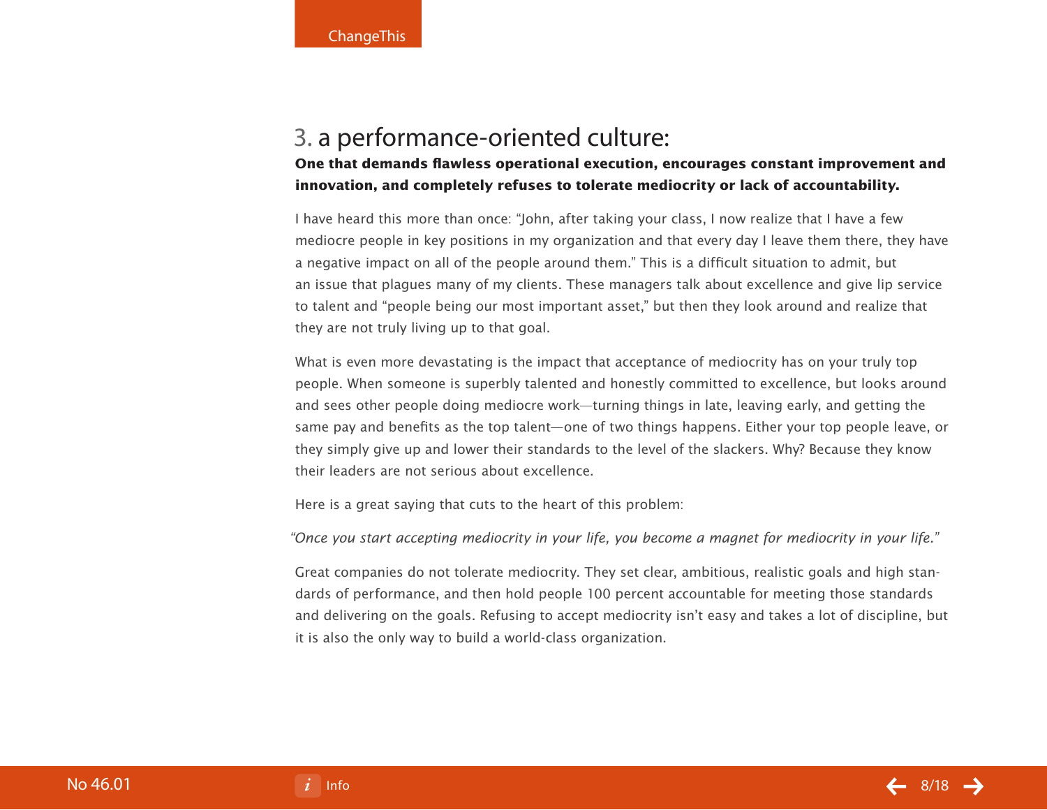## 3. a performance-oriented culture:

**One that demands flawless operational execution, encourages constant improvement and innovation, and completely refuses to tolerate mediocrity or lack of accountability.**

I have heard this more than once: "John, after taking your class, I now realize that I have a few mediocre people in key positions in my organization and that every day I leave them there, they have a negative impact on all of the people around them." This is a difficult situation to admit, but an issue that plagues many of my clients. These managers talk about excellence and give lip service to talent and "people being our most important asset," but then they look around and realize that they are not truly living up to that goal.

What is even more devastating is the impact that acceptance of mediocrity has on your truly top people. When someone is superbly talented and honestly committed to excellence, but looks around and sees other people doing mediocre work—turning things in late, leaving early, and getting the same pay and benefits as the top talent—one of two things happens. Either your top people leave, or they simply give up and lower their standards to the level of the slackers. Why? Because they know their leaders are not serious about excellence.

Here is a great saying that cuts to the heart of this problem:

*"Once you start accepting mediocrity in your life, you become a magnet for mediocrity in your life."*

Great companies do not tolerate mediocrity. They set clear, ambitious, realistic goals and high standards of performance, and then hold people 100 percent accountable for meeting those standards and delivering on the goals. Refusing to accept mediocrity isn't easy and takes a lot of discipline, but it is also the only way to build a world-class organization.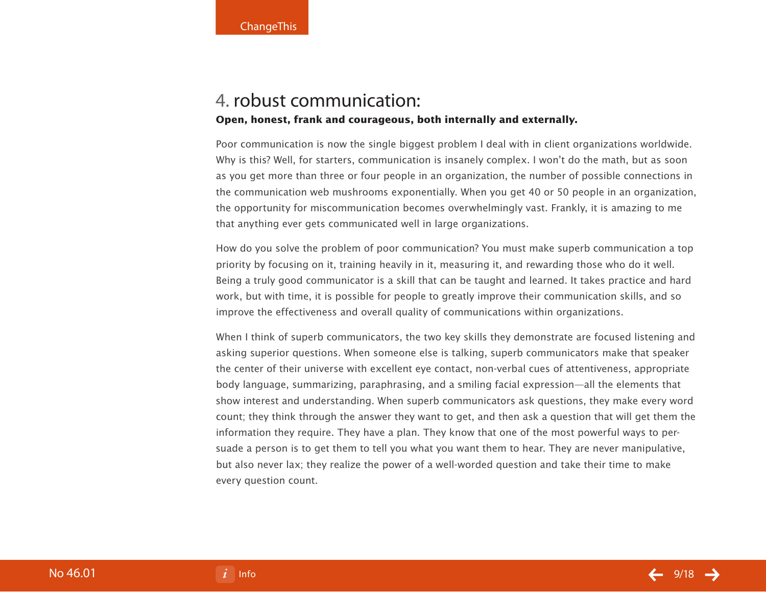## 4. robust communication:

**Open, honest, frank and courageous, both internally and externally.**

Poor communication is now the single biggest problem I deal with in client organizations worldwide. Why is this? Well, for starters, communication is insanely complex. I won't do the math, but as soon as you get more than three or four people in an organization, the number of possible connections in the communication web mushrooms exponentially. When you get 40 or 50 people in an organization, the opportunity for miscommunication becomes overwhelmingly vast. Frankly, it is amazing to me that anything ever gets communicated well in large organizations.

How do you solve the problem of poor communication? You must make superb communication a top priority by focusing on it, training heavily in it, measuring it, and rewarding those who do it well. Being a truly good communicator is a skill that can be taught and learned. It takes practice and hard work, but with time, it is possible for people to greatly improve their communication skills, and so improve the effectiveness and overall quality of communications within organizations.

When I think of superb communicators, the two key skills they demonstrate are focused listening and asking superior questions. When someone else is talking, superb communicators make that speaker the center of their universe with excellent eye contact, non-verbal cues of attentiveness, appropriate body language, summarizing, paraphrasing, and a smiling facial expression—all the elements that show interest and understanding. When superb communicators ask questions, they make every word count; they think through the answer they want to get, and then ask a question that will get them the information they require. They have a plan. They know that one of the most powerful ways to persuade a person is to get them to tell you what you want them to hear. They are never manipulative, but also never lax; they realize the power of a well-worded question and take their time to make every question count.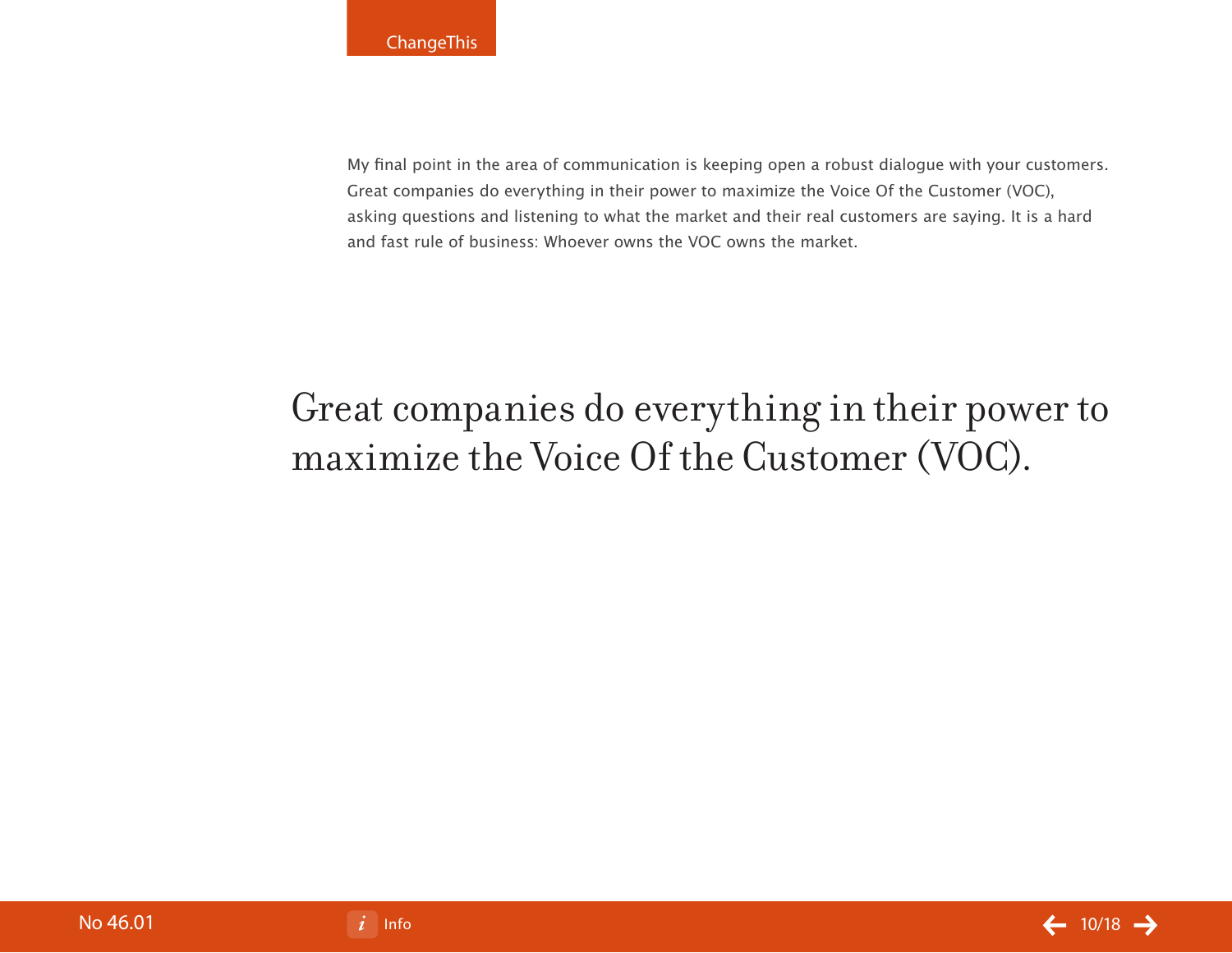My final point in the area of communication is keeping open a robust dialogue with your customers. Great companies do everything in their power to maximize the Voice Of the Customer (VOC), asking questions and listening to what the market and their real customers are saying. It is a hard and fast rule of business: Whoever owns the VOC owns the market.

> Great companies do everything in their power to maximize the Voice Of the Customer (VOC).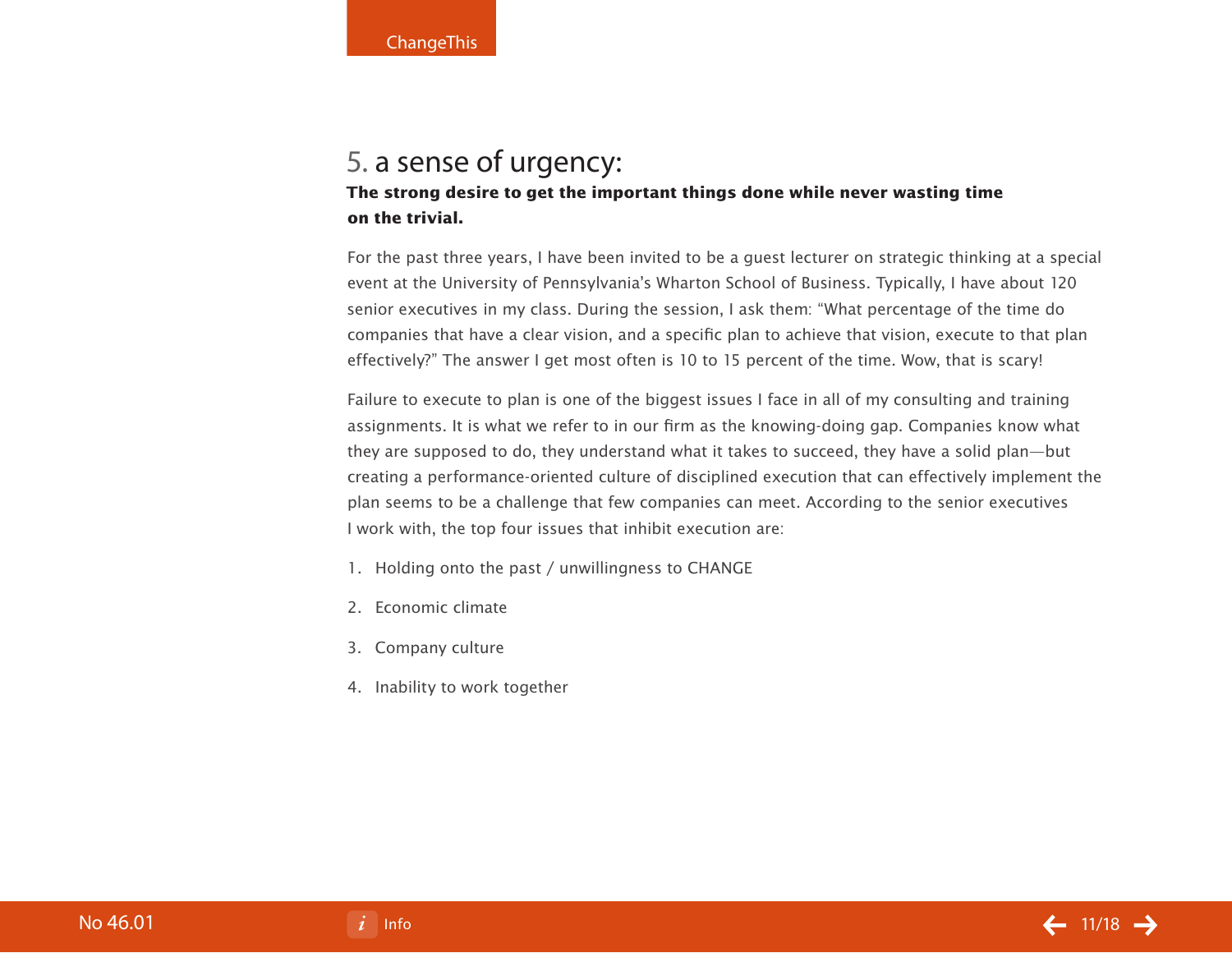## 5. a sense of urgency:

**The strong desire to get the important things done while never wasting time on the trivial.**

For the past three years, I have been invited to be a guest lecturer on strategic thinking at a special event at the University of Pennsylvania's Wharton School of Business. Typically, I have about 120 senior executives in my class. During the session, I ask them: "What percentage of the time do companies that have a clear vision, and a specific plan to achieve that vision, execute to that plan effectively?" The answer I get most often is 10 to 15 percent of the time. Wow, that is scary!

Failure to execute to plan is one of the biggest issues I face in all of my consulting and training assignments. It is what we refer to in our firm as the knowing-doing gap. Companies know what they are supposed to do, they understand what it takes to succeed, they have a solid plan—but creating a performance-oriented culture of disciplined execution that can effectively implement the plan seems to be a challenge that few companies can meet. According to the senior executives I work with, the top four issues that inhibit execution are:

1. Holding onto the past / unwillingness to CHANGE
2. Economic climate
3. Company culture
4. Inability to work together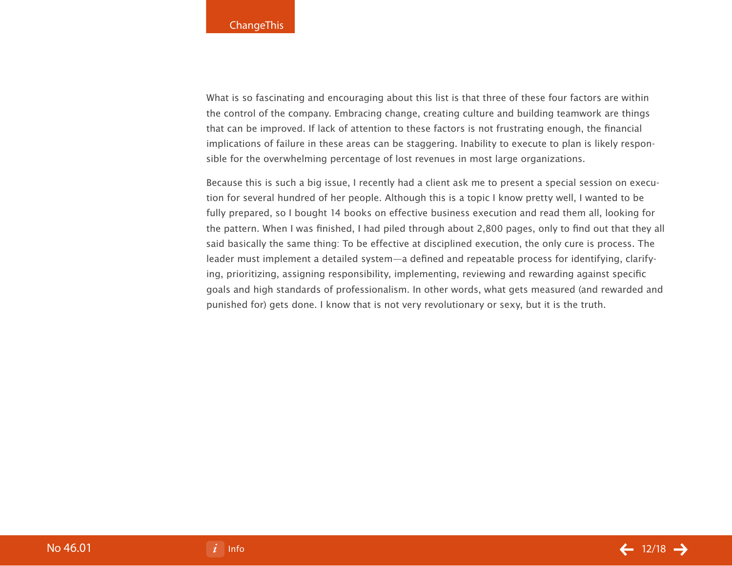What is so fascinating and encouraging about this list is that three of these four factors are within the control of the company. Embracing change, creating culture and building teamwork are things that can be improved. If lack of attention to these factors is not frustrating enough, the financial implications of failure in these areas can be staggering. Inability to execute to plan is likely responsible for the overwhelming percentage of lost revenues in most large organizations.

Because this is such a big issue, I recently had a client ask me to present a special session on execution for several hundred of her people. Although this is a topic I know pretty well, I wanted to be fully prepared, so I bought 14 books on effective business execution and read them all, looking for the pattern. When I was finished, I had piled through about 2,800 pages, only to find out that they all said basically the same thing: To be effective at disciplined execution, the only cure is process. The leader must implement a detailed system—a defined and repeatable process for identifying, clarifying, prioritizing, assigning responsibility, implementing, reviewing and rewarding against specific goals and high standards of professionalism. In other words, what gets measured (and rewarded and punished for) gets done. I know that is not very revolutionary or sexy, but it is the truth.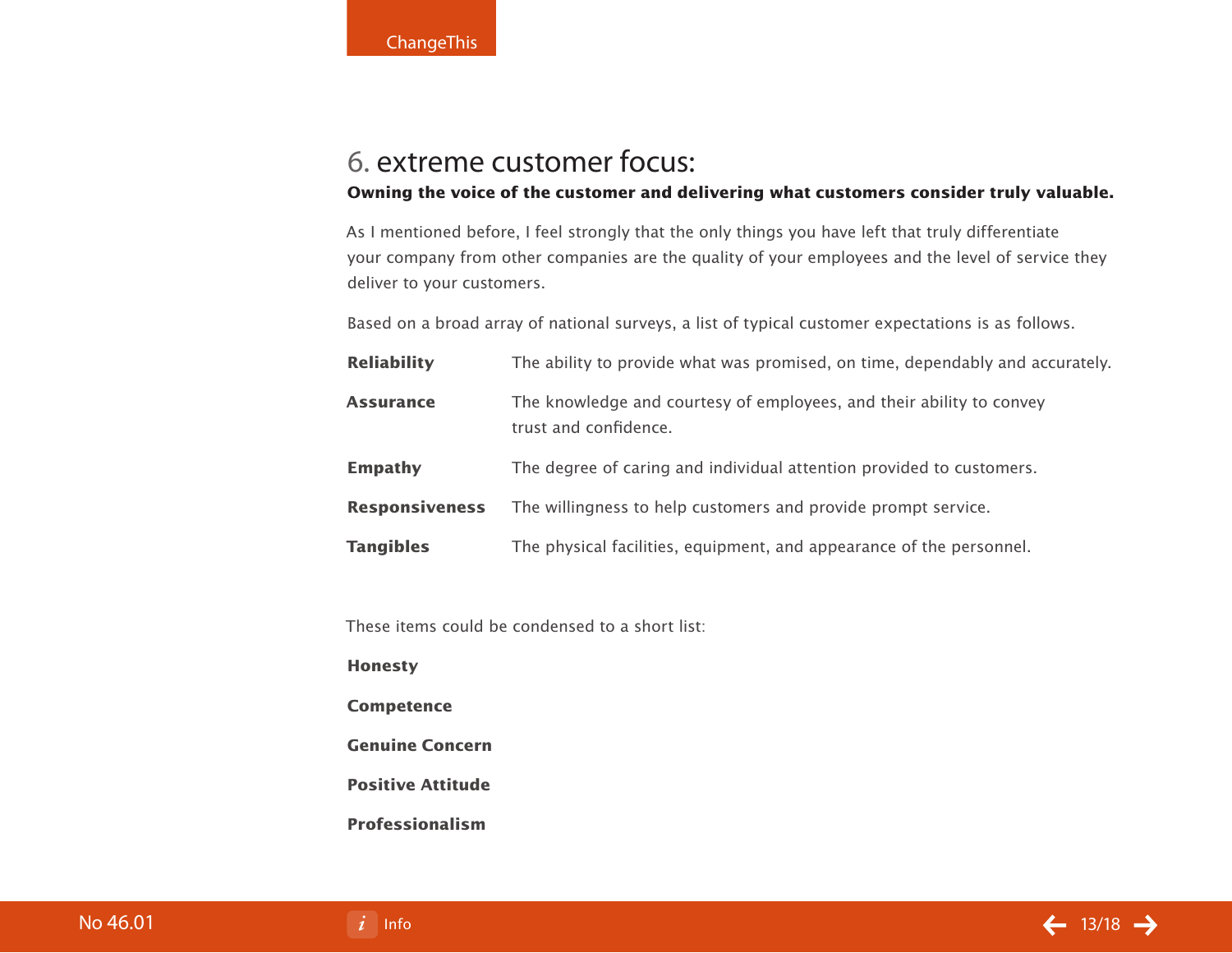## 6. extreme customer focus:

**Owning the voice of the customer and delivering what customers consider truly valuable.**

As I mentioned before, I feel strongly that the only things you have left that truly differentiate your company from other companies are the quality of your employees and the level of service they deliver to your customers.

Based on a broad array of national surveys, a list of typical customer expectations is as follows.

| | |
|---|---|
| **Reliability** | The ability to provide what was promised, on time, dependably and accurately. |
| **Assurance** | The knowledge and courtesy of employees, and their ability to convey trust and confidence. |
| **Empathy** | The degree of caring and individual attention provided to customers. |
| **Responsiveness** | The willingness to help customers and provide prompt service. |
| **Tangibles** | The physical facilities, equipment, and appearance of the personnel. |

These items could be condensed to a short list:

**Honesty**

**Competence**

**Genuine Concern**

**Positive Attitude**

**Professionalism**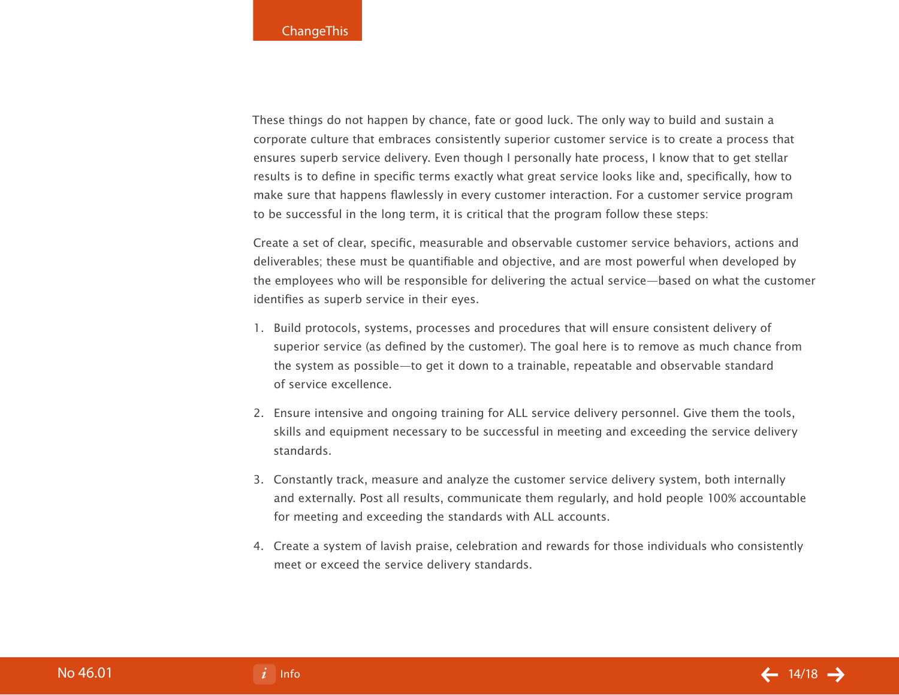These things do not happen by chance, fate or good luck. The only way to build and sustain a corporate culture that embraces consistently superior customer service is to create a process that ensures superb service delivery. Even though I personally hate process, I know that to get stellar results is to define in specific terms exactly what great service looks like and, specifically, how to make sure that happens flawlessly in every customer interaction. For a customer service program to be successful in the long term, it is critical that the program follow these steps:

Create a set of clear, specific, measurable and observable customer service behaviors, actions and deliverables; these must be quantifiable and objective, and are most powerful when developed by the employees who will be responsible for delivering the actual service—based on what the customer identifies as superb service in their eyes.

1. Build protocols, systems, processes and procedures that will ensure consistent delivery of superior service (as defined by the customer). The goal here is to remove as much chance from the system as possible—to get it down to a trainable, repeatable and observable standard of service excellence.
2. Ensure intensive and ongoing training for ALL service delivery personnel. Give them the tools, skills and equipment necessary to be successful in meeting and exceeding the service delivery standards.
3. Constantly track, measure and analyze the customer service delivery system, both internally and externally. Post all results, communicate them regularly, and hold people 100% accountable for meeting and exceeding the standards with ALL accounts.
4. Create a system of lavish praise, celebration and rewards for those individuals who consistently meet or exceed the service delivery standards.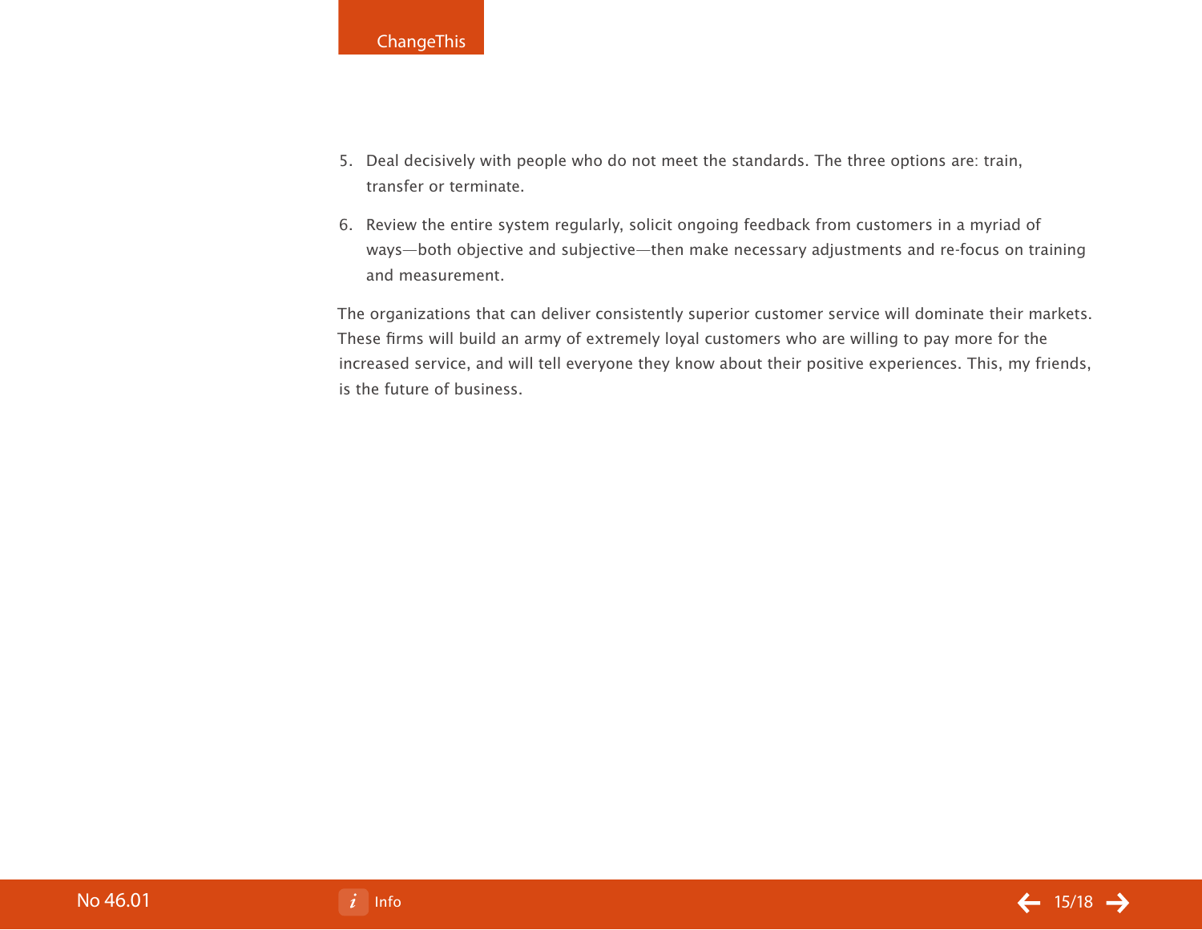5. Deal decisively with people who do not meet the standards. The three options are: train, transfer or terminate.
6. Review the entire system regularly, solicit ongoing feedback from customers in a myriad of ways—both objective and subjective—then make necessary adjustments and re-focus on training and measurement.

The organizations that can deliver consistently superior customer service will dominate their markets. These firms will build an army of extremely loyal customers who are willing to pay more for the increased service, and will tell everyone they know about their positive experiences. This, my friends, is the future of business.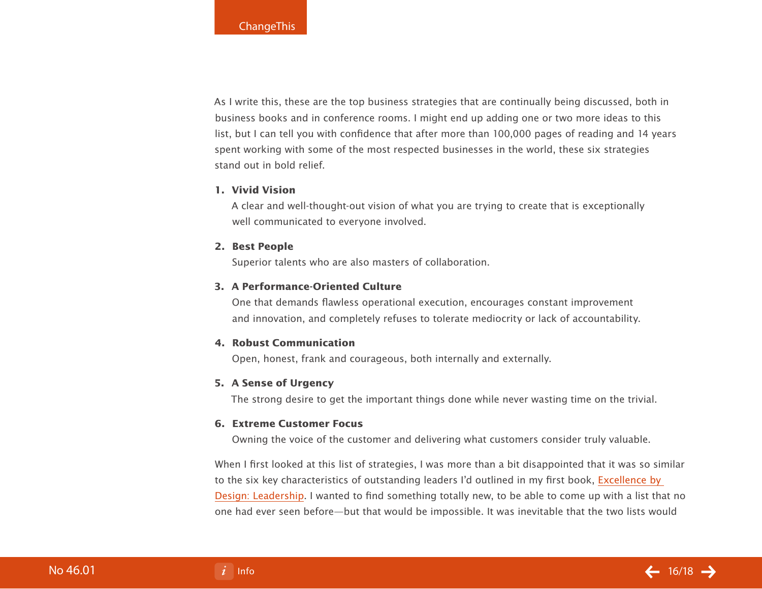As I write this, these are the top business strategies that are continually being discussed, both in business books and in conference rooms. I might end up adding one or two more ideas to this list, but I can tell you with confidence that after more than 100,000 pages of reading and 14 years spent working with some of the most respected businesses in the world, these six strategies stand out in bold relief.

1. **Vivid Vision**
   A clear and well-thought-out vision of what you are trying to create that is exceptionally well communicated to everyone involved.

2. **Best People**
   Superior talents who are also masters of collaboration.

3. **A Performance-Oriented Culture**
   One that demands flawless operational execution, encourages constant improvement and innovation, and completely refuses to tolerate mediocrity or lack of accountability.

4. **Robust Communication**
   Open, honest, frank and courageous, both internally and externally.

5. **A Sense of Urgency**
   The strong desire to get the important things done while never wasting time on the trivial.

6. **Extreme Customer Focus**
   Owning the voice of the customer and delivering what customers consider truly valuable.

When I first looked at this list of strategies, I was more than a bit disappointed that it was so similar to the six key characteristics of outstanding leaders I'd outlined in my first book, Excellence by Design: Leadership. I wanted to find something totally new, to be able to come up with a list that no one had ever seen before—but that would be impossible. It was inevitable that the two lists would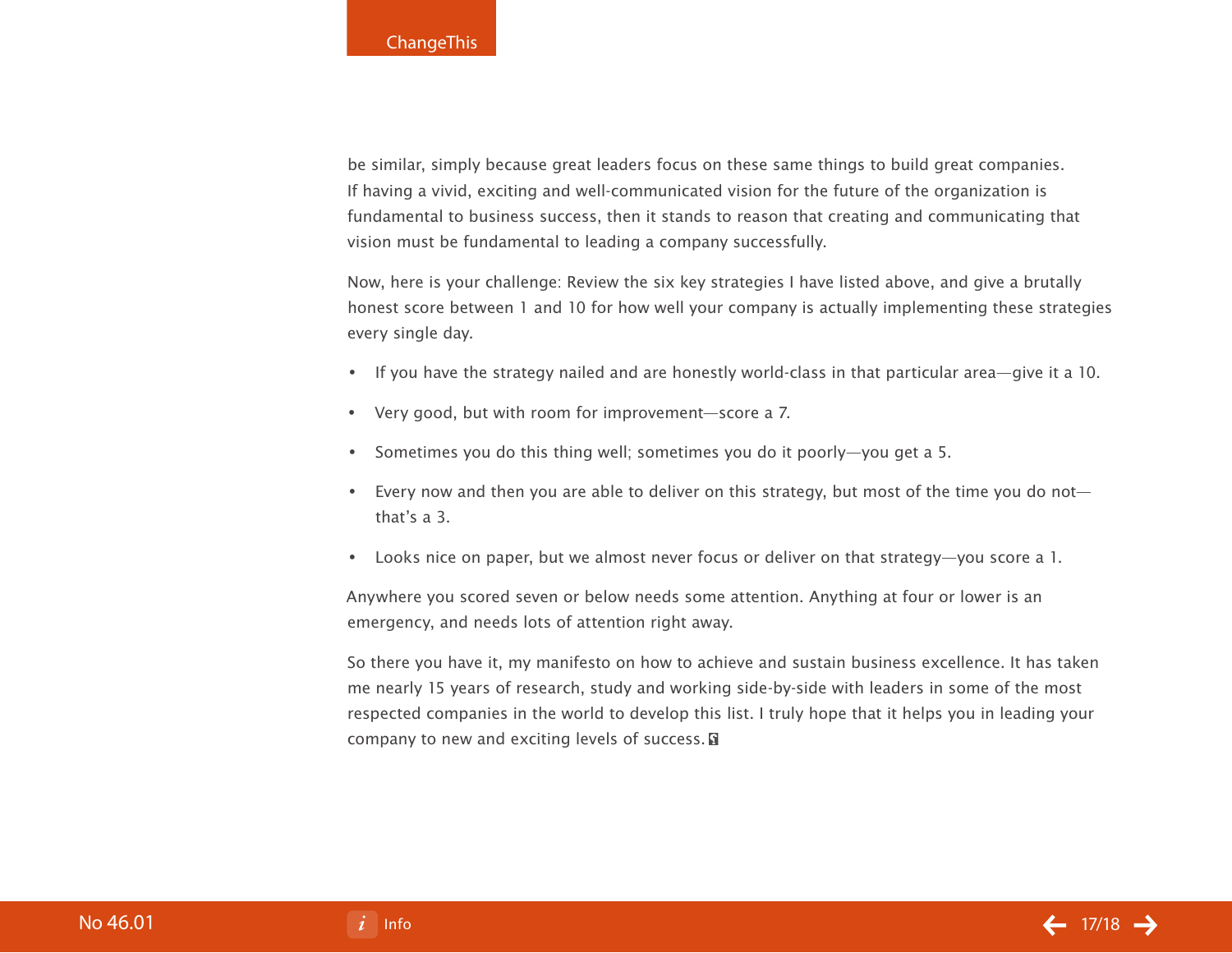be similar, simply because great leaders focus on these same things to build great companies. If having a vivid, exciting and well-communicated vision for the future of the organization is fundamental to business success, then it stands to reason that creating and communicating that vision must be fundamental to leading a company successfully.

Now, here is your challenge: Review the six key strategies I have listed above, and give a brutally honest score between 1 and 10 for how well your company is actually implementing these strategies every single day.

- If you have the strategy nailed and are honestly world-class in that particular area—give it a 10.
- Very good, but with room for improvement—score a 7.
- Sometimes you do this thing well; sometimes you do it poorly—you get a 5.
- Every now and then you are able to deliver on this strategy, but most of the time you do not—that's a 3.
- Looks nice on paper, but we almost never focus or deliver on that strategy—you score a 1.

Anywhere you scored seven or below needs some attention. Anything at four or lower is an emergency, and needs lots of attention right away.

So there you have it, my manifesto on how to achieve and sustain business excellence. It has taken me nearly 15 years of research, study and working side-by-side with leaders in some of the most respected companies in the world to develop this list. I truly hope that it helps you in leading your company to new and exciting levels of success.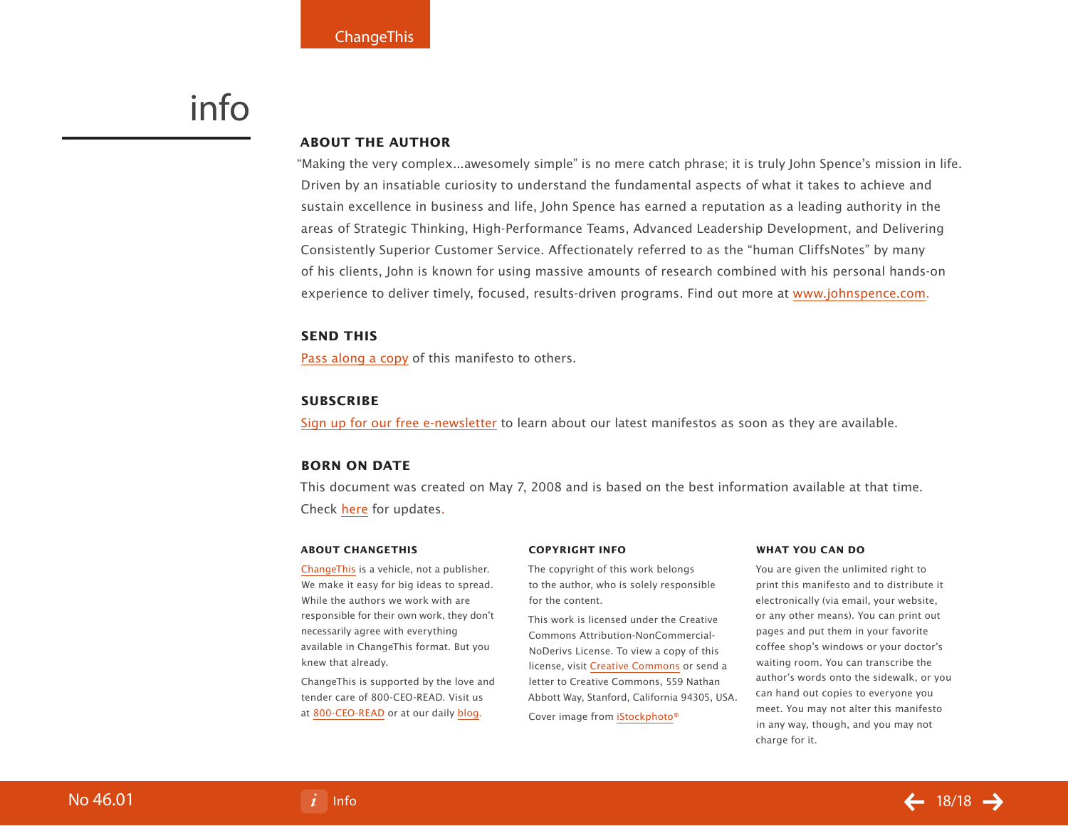# info

### ABOUT THE AUTHOR

"Making the very complex...awesomely simple" is no mere catch phrase; it is truly John Spence's mission in life. Driven by an insatiable curiosity to understand the fundamental aspects of what it takes to achieve and sustain excellence in business and life, John Spence has earned a reputation as a leading authority in the areas of Strategic Thinking, High-Performance Teams, Advanced Leadership Development, and Delivering Consistently Superior Customer Service. Affectionately referred to as the "human CliffsNotes" by many of his clients, John is known for using massive amounts of research combined with his personal hands-on experience to deliver timely, focused, results-driven programs. Find out more at www.johnspence.com.

### SEND THIS

Pass along a copy of this manifesto to others.

### SUBSCRIBE

Sign up for our free e-newsletter to learn about our latest manifestos as soon as they are available.

### BORN ON DATE

This document was created on May 7, 2008 and is based on the best information available at that time. Check here for updates.

#### ABOUT CHANGETHIS

ChangeThis is a vehicle, not a publisher. We make it easy for big ideas to spread. While the authors we work with are responsible for their own work, they don't necessarily agree with everything available in ChangeThis format. But you knew that already.

ChangeThis is supported by the love and tender care of 800-CEO-READ. Visit us at 800-CEO-READ or at our daily blog.

#### COPYRIGHT INFO

The copyright of this work belongs to the author, who is solely responsible for the content.

This work is licensed under the Creative Commons Attribution-NonCommercial-NoDerivs License. To view a copy of this license, visit Creative Commons or send a letter to Creative Commons, 559 Nathan Abbott Way, Stanford, California 94305, USA.

Cover image from iStockphoto®

#### WHAT YOU CAN DO

You are given the unlimited right to print this manifesto and to distribute it electronically (via email, your website, or any other means). You can print out pages and put them in your favorite coffee shop's windows or your doctor's waiting room. You can transcribe the author's words onto the sidewalk, or you can hand out copies to everyone you meet. You may not alter this manifesto in any way, though, and you may not charge for it.